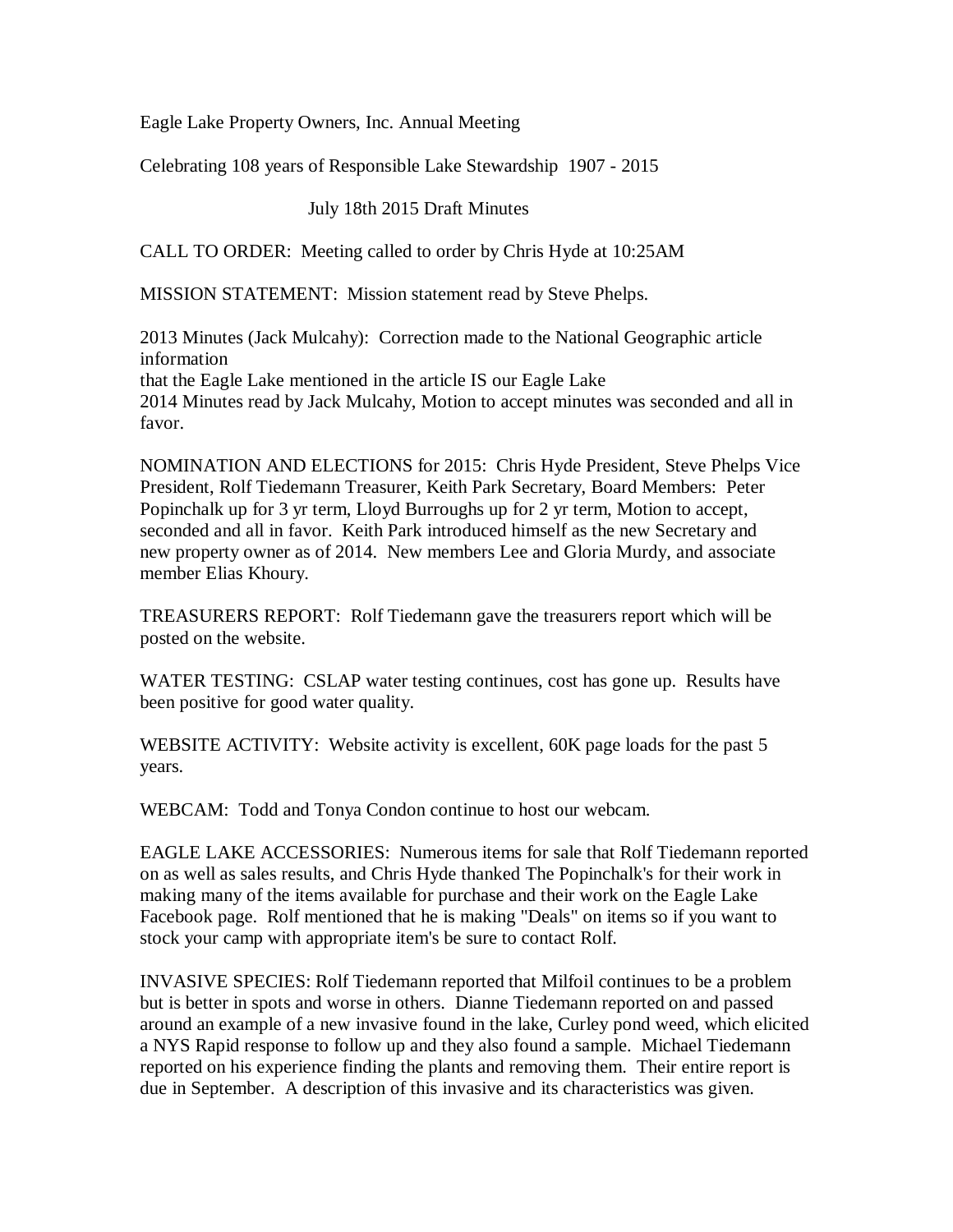Eagle Lake Property Owners, Inc. Annual Meeting

Celebrating 108 years of Responsible Lake Stewardship 1907 - 2015

July 18th 2015 Draft Minutes

CALL TO ORDER: Meeting called to order by Chris Hyde at 10:25AM

MISSION STATEMENT: Mission statement read by Steve Phelps.

2013 Minutes (Jack Mulcahy): Correction made to the National Geographic article information
that the Eagle Lake mentioned in the article IS our Eagle Lake
2014 Minutes read by Jack Mulcahy, Motion to accept minutes was seconded and all in favor.

NOMINATION AND ELECTIONS for 2015: Chris Hyde President, Steve Phelps Vice President, Rolf Tiedemann Treasurer, Keith Park Secretary, Board Members: Peter Popinchalk up for 3 yr term, Lloyd Burroughs up for 2 yr term, Motion to accept, seconded and all in favor. Keith Park introduced himself as the new Secretary and new property owner as of 2014. New members Lee and Gloria Murdy, and associate member Elias Khoury.

TREASURERS REPORT: Rolf Tiedemann gave the treasurers report which will be posted on the website.

WATER TESTING: CSLAP water testing continues, cost has gone up. Results have been positive for good water quality.

WEBSITE ACTIVITY: Website activity is excellent, 60K page loads for the past 5 years.

WEBCAM: Todd and Tonya Condon continue to host our webcam.

EAGLE LAKE ACCESSORIES: Numerous items for sale that Rolf Tiedemann reported on as well as sales results, and Chris Hyde thanked The Popinchalk's for their work in making many of the items available for purchase and their work on the Eagle Lake Facebook page. Rolf mentioned that he is making "Deals" on items so if you want to stock your camp with appropriate item's be sure to contact Rolf.

INVASIVE SPECIES: Rolf Tiedemann reported that Milfoil continues to be a problem but is better in spots and worse in others. Dianne Tiedemann reported on and passed around an example of a new invasive found in the lake, Curley pond weed, which elicited a NYS Rapid response to follow up and they also found a sample. Michael Tiedemann reported on his experience finding the plants and removing them. Their entire report is due in September. A description of this invasive and its characteristics was given.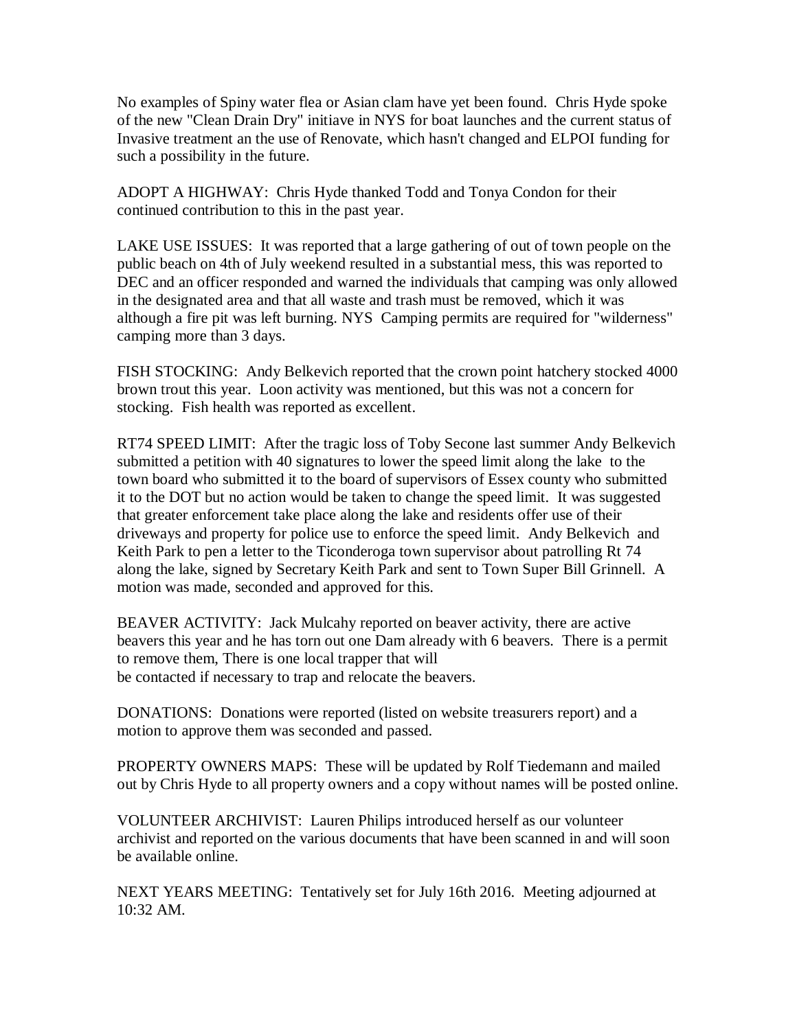No examples of Spiny water flea or Asian clam have yet been found. Chris Hyde spoke of the new "Clean Drain Dry" initiave in NYS for boat launches and the current status of Invasive treatment an the use of Renovate, which hasn't changed and ELPOI funding for such a possibility in the future.

ADOPT A HIGHWAY: Chris Hyde thanked Todd and Tonya Condon for their continued contribution to this in the past year.

LAKE USE ISSUES: It was reported that a large gathering of out of town people on the public beach on 4th of July weekend resulted in a substantial mess, this was reported to DEC and an officer responded and warned the individuals that camping was only allowed in the designated area and that all waste and trash must be removed, which it was although a fire pit was left burning. NYS Camping permits are required for "wilderness" camping more than 3 days.

FISH STOCKING: Andy Belkevich reported that the crown point hatchery stocked 4000 brown trout this year. Loon activity was mentioned, but this was not a concern for stocking. Fish health was reported as excellent.

RT74 SPEED LIMIT: After the tragic loss of Toby Secone last summer Andy Belkevich submitted a petition with 40 signatures to lower the speed limit along the lake to the town board who submitted it to the board of supervisors of Essex county who submitted it to the DOT but no action would be taken to change the speed limit. It was suggested that greater enforcement take place along the lake and residents offer use of their driveways and property for police use to enforce the speed limit. Andy Belkevich and Keith Park to pen a letter to the Ticonderoga town supervisor about patrolling Rt 74 along the lake, signed by Secretary Keith Park and sent to Town Super Bill Grinnell. A motion was made, seconded and approved for this.

BEAVER ACTIVITY: Jack Mulcahy reported on beaver activity, there are active beavers this year and he has torn out one Dam already with 6 beavers. There is a permit to remove them, There is one local trapper that will
be contacted if necessary to trap and relocate the beavers.

DONATIONS: Donations were reported (listed on website treasurers report) and a motion to approve them was seconded and passed.

PROPERTY OWNERS MAPS: These will be updated by Rolf Tiedemann and mailed out by Chris Hyde to all property owners and a copy without names will be posted online.

VOLUNTEER ARCHIVIST: Lauren Philips introduced herself as our volunteer archivist and reported on the various documents that have been scanned in and will soon be available online.

NEXT YEARS MEETING: Tentatively set for July 16th 2016. Meeting adjourned at 10:32 AM.